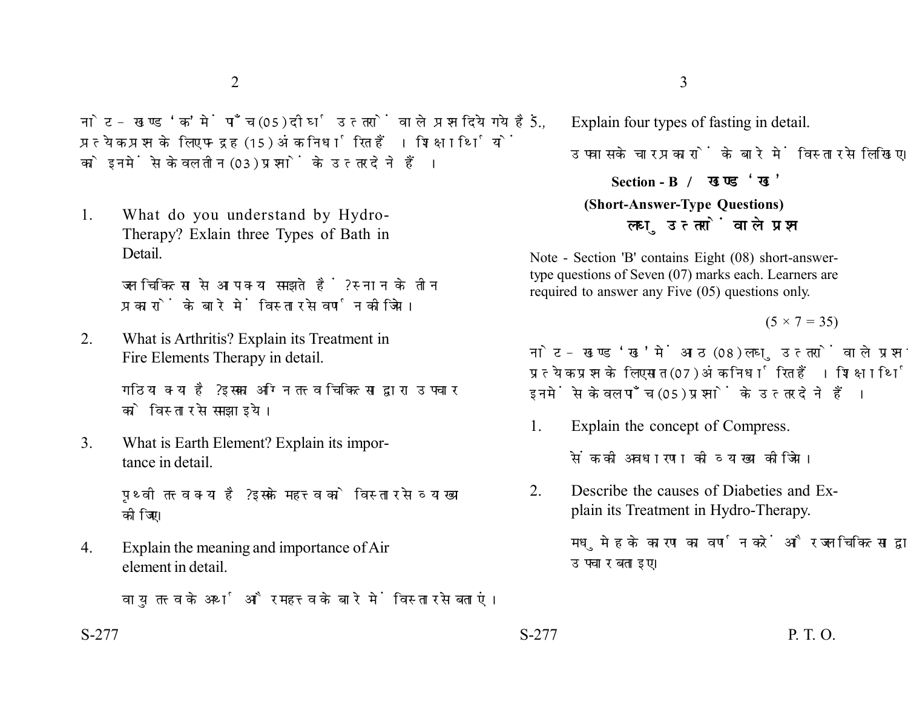नोट - खण्ड 'क' में पाँच (05) दीर्घ उत्तरों वाले प्रश्न दिये गये हैं, प्रत्येक प्रश्न के लिए पन्द्रह (15) अंक निर्धारित हैं। शिक्षार्थियों को इनमें से केवल तीन (03) प्रश्नों के उत्तर देने हैं।

1. What do you understand by Hydro-Therapy? Exlain three Types of Bath in Detail.

   जल चिकित्सा से आप क्या समझते हैं? स्नान के तीन प्रकारों के बारे में विस्तार से वर्णन कीजिये।

2. What is Arthritis? Explain its Treatment in Fire Elements Therapy in detail.

   गठिया क्या है? इसका अग्नि तत्व चिकित्सा द्वारा उपचार को विस्तार से समझाइये।

3. What is Earth Element? Explain its importance in detail.

   पृथ्वी तत्व क्या है? इसके महत्व को विस्तार से व्याख्या कीजिए।

4. Explain the meaning and importance of Air element in detail.

   वायु तत्व के अर्थ और महत्व के बारे में विस्तार से बताएं।

5. Explain four types of fasting in detail.

   उपवास के चार प्रकारों के बारे में विस्तार से लिखिए।

## Section - B / खण्ड 'ख'

### (Short-Answer-Type Questions)

### लघु उत्तरों वाले प्रश्न

Note - Section 'B' contains Eight (08) short-answer-type questions of Seven (07) marks each. Learners are required to answer any Five (05) questions only.

(5 × 7 = 35)

नोट - खण्ड 'ख' में आठ (08) लघु उत्तरों वाले प्रश्न दिये गये हैं, प्रत्येक प्रश्न के लिए सात (07) अंक निर्धारित हैं। शिक्षार्थियों को इनमें से केवल पाँच (05) प्रश्नों के उत्तर देने हैं।

1. Explain the concept of Compress.

   सेंक की अवधारणा की व्याख्या कीजिये।

2. Describe the causes of Diabeties and Explain its Treatment in Hydro-Therapy.

   मधुमेह के कारण का वर्णन करें और जल चिकित्सा द्वारा उपचार बताइए।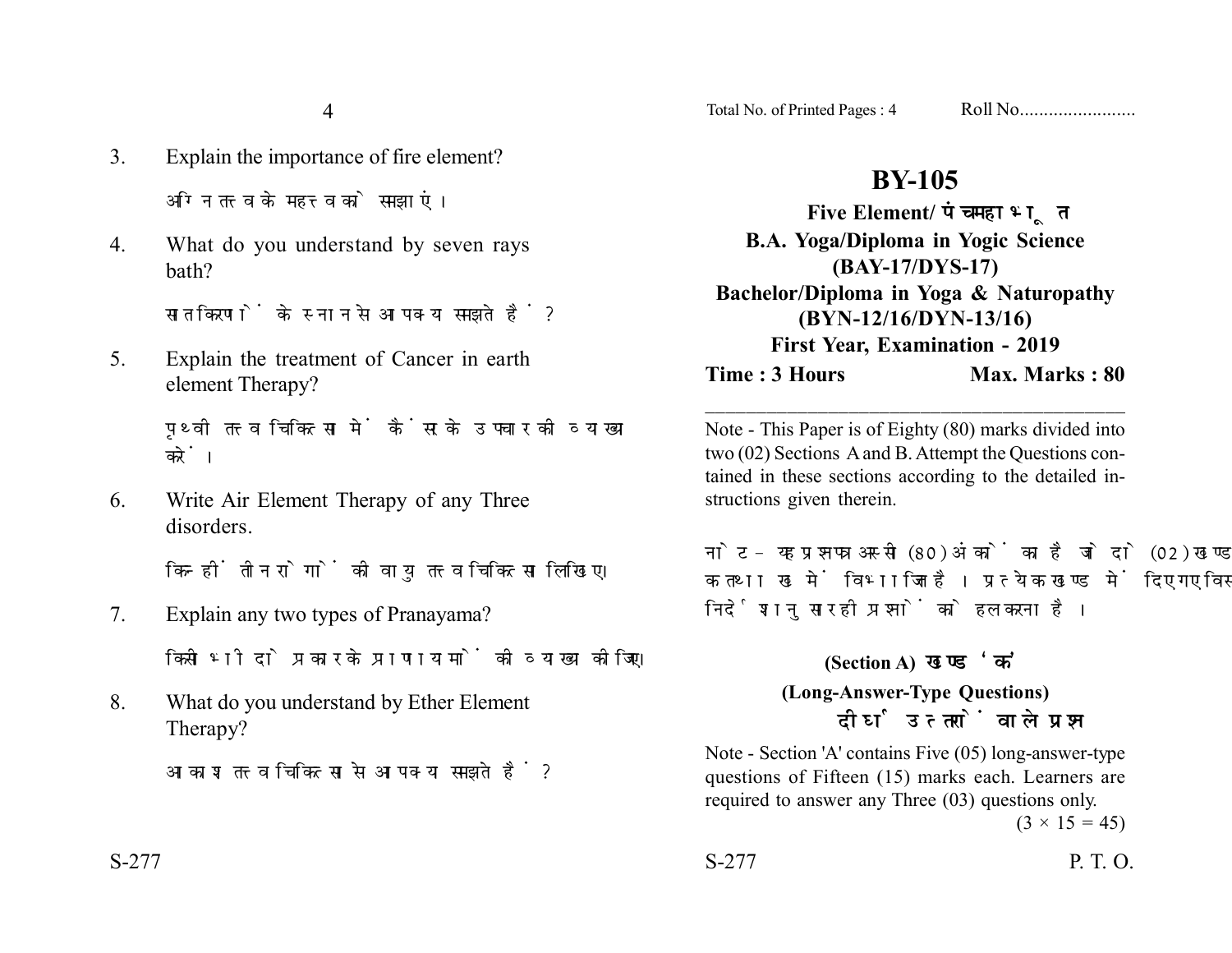3. Explain the importance of fire element?

   अग्नि तत्त्व के महत्त्व को समझाएं।

4. What do you understand by seven rays bath?

   सात किरणों के स्नान से आप क्या समझते हैं?

5. Explain the treatment of Cancer in earth element Therapy?

   पृथ्वी तत्त्व चिकित्सा में कैंसर के उपचार की व्याख्या करें।

6. Write Air Element Therapy of any Three disorders.

   किन्हीं तीन रोगों की वायु तत्त्व चिकित्सा लिखिए।

7. Explain any two types of Pranayama?

   किसी भी दो प्रकार के प्राणायामों की व्याख्या कीजिए।

8. What do you understand by Ether Element Therapy?

   आकाश तत्त्व चिकित्सा से आप क्या समझते हैं?

S-277

Total No. of Printed Pages : 4 Roll No.......................

# BY-105

## Five Element/ पंचमहाभूत

**B.A. Yoga/Diploma in Yogic Science (BAY-17/DYS-17)**

**Bachelor/Diploma in Yoga & Naturopathy (BYN-12/16/DYN-13/16)**

**First Year, Examination - 2019**

**Time : 3 Hours Max. Marks : 80**

---

Note - This Paper is of Eighty (80) marks divided into two (02) Sections A and B. Attempt the Questions contained in these sections according to the detailed instructions given therein.

नोट - यह प्रश्नपत्र अस्सी (80) अंकों का है जो दो (02) खण्डों क तथा ख में विभाजित है। प्रत्येक खण्ड में दिए गए विस्तृत निर्देशानुसार ही प्रश्नों को हल करना है।

### (Section A) खण्ड 'क'

### (Long-Answer-Type Questions) दीर्घ उत्तरों वाले प्रश्न

Note - Section 'A' contains Five (05) long-answer-type questions of Fifteen (15) marks each. Learners are required to answer any Three (03) questions only.

$(3 \times 15 = 45)$

S-277 P. T. O.